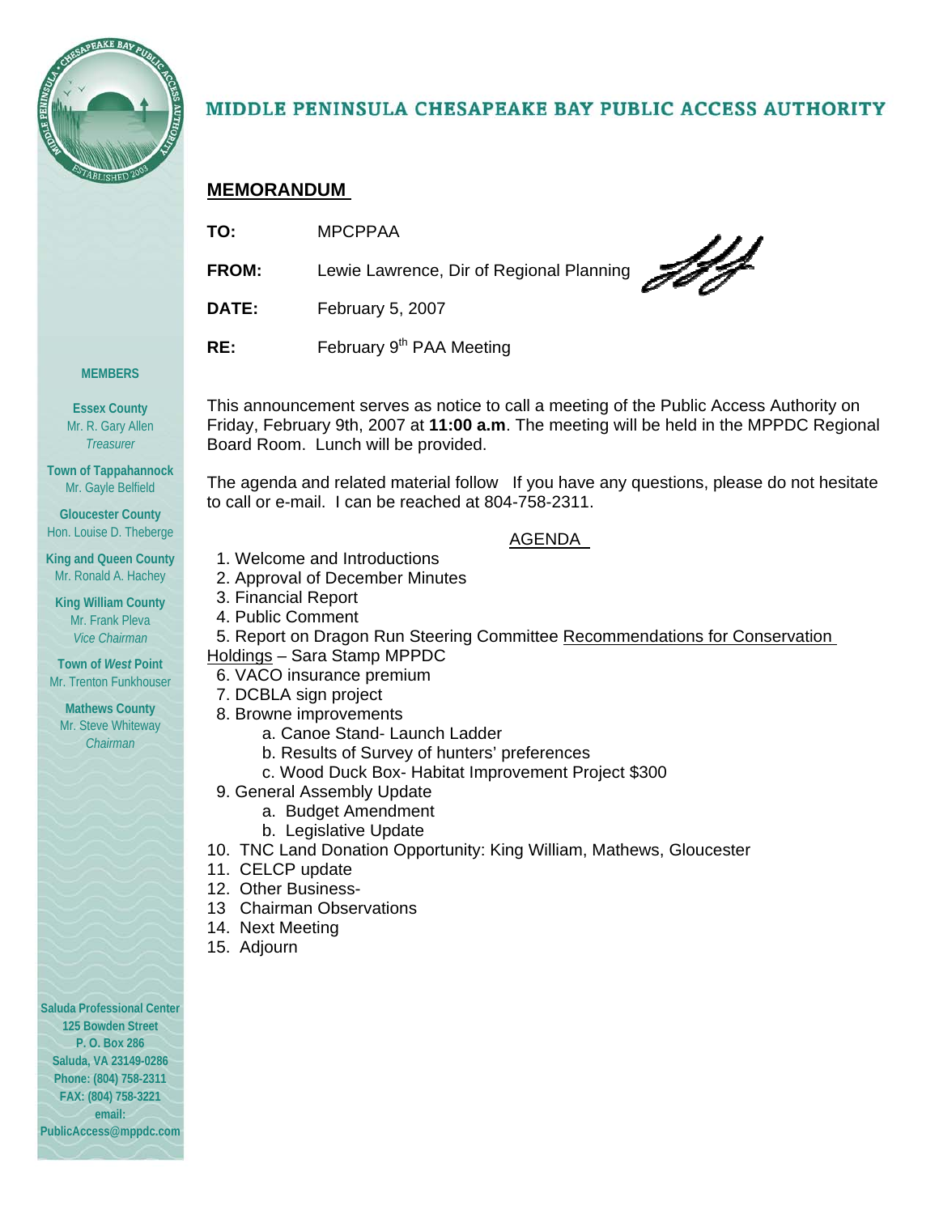# MIDDLE PENINSULA CHESAPEAKE BAY PUBLIC ACCESS AUTHORITY

## MEMORANDUM

**TO:** MPCPPAA

**FROM:** Lewie Lawrence, Dir of Regional Planning

**DATE:** February 5, 2007

**RE:** February 9th PAA Meeting

This announcement serves as notice to call a meeting of the Public Access Authority on Friday, February 9th, 2007 at **11:00 a.m**. The meeting will be held in the MPPDC Regional Board Room. Lunch will be provided.

The agenda and related material follow If you have any questions, please do not hesitate to call or e-mail. I can be reached at 804-758-2311.

AGENDA

1. Welcome and Introductions
2. Approval of December Minutes
3. Financial Report
4. Public Comment
5. Report on Dragon Run Steering Committee Recommendations for Conservation Holdings – Sara Stamp MPPDC
6. VACO insurance premium
7. DCBLA sign project
8. Browne improvements
   a. Canoe Stand- Launch Ladder
   b. Results of Survey of hunters' preferences
   c. Wood Duck Box- Habitat Improvement Project $300
9. General Assembly Update
   a. Budget Amendment
   b. Legislative Update
10. TNC Land Donation Opportunity: King William, Mathews, Gloucester
11. CELCP update
12. Other Business-
13. Chairman Observations
14. Next Meeting
15. Adjourn

**MEMBERS**

**Essex County**
Mr. R. Gary Allen
*Treasurer*

**Town of Tappahannock**
Mr. Gayle Belfield

**Gloucester County**
Hon. Louise D. Theberge

**King and Queen County**
Mr. Ronald A. Hachey

**King William County**
Mr. Frank Pleva
*Vice Chairman*

**Town of *West* Point**
Mr. Trenton Funkhouser

**Mathews County**
Mr. Steve Whiteway
*Chairman*

**Saluda Professional Center**
**125 Bowden Street**
**P. O. Box 286**
**Saluda, VA 23149-0286**
**Phone: (804) 758-2311**
**FAX: (804) 758-3221**
**email:**
**PublicAccess@mppdc.com**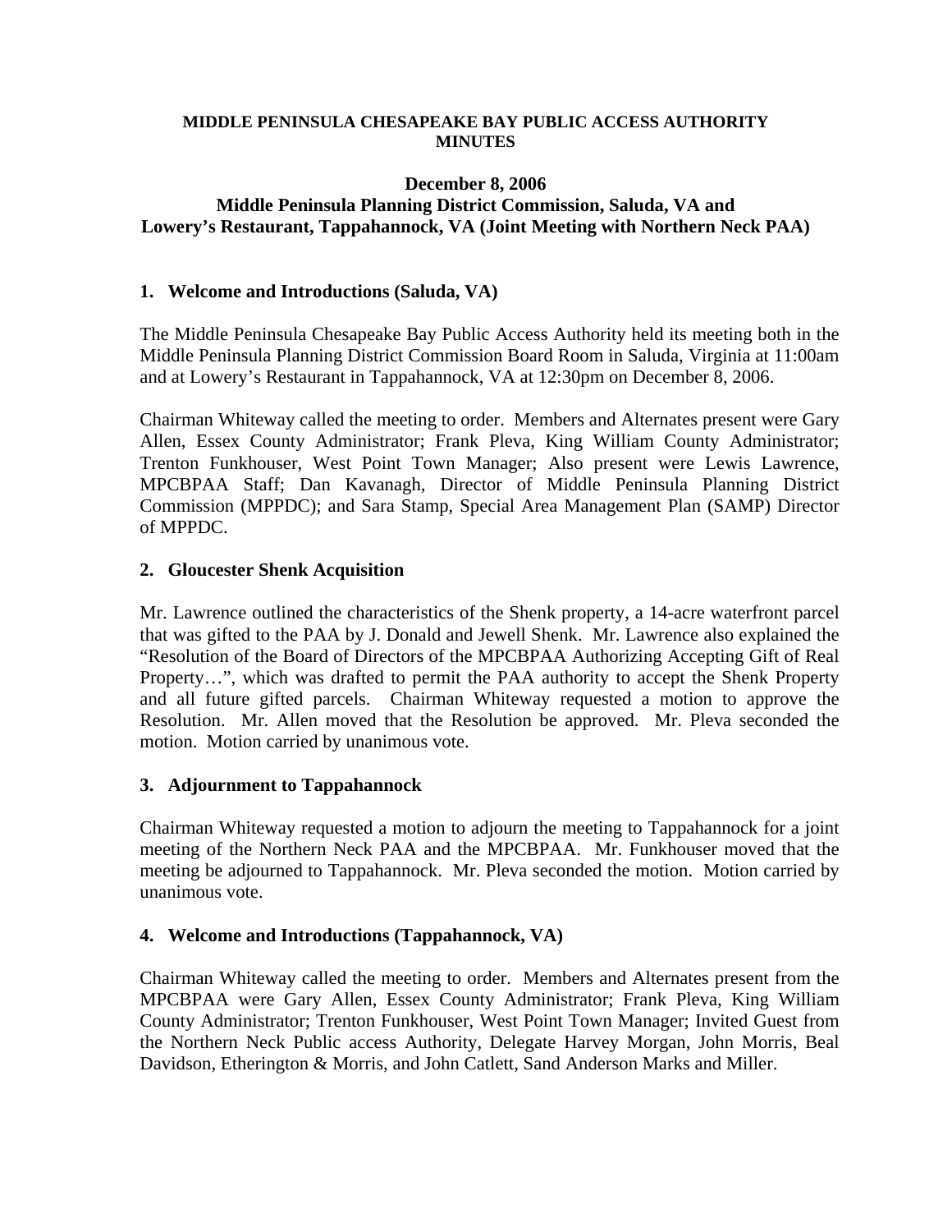**MIDDLE PENINSULA CHESAPEAKE BAY PUBLIC ACCESS AUTHORITY MINUTES**

**December 8, 2006**
**Middle Peninsula Planning District Commission, Saluda, VA and Lowery's Restaurant, Tappahannock, VA (Joint Meeting with Northern Neck PAA)**

## 1. Welcome and Introductions (Saluda, VA)

The Middle Peninsula Chesapeake Bay Public Access Authority held its meeting both in the Middle Peninsula Planning District Commission Board Room in Saluda, Virginia at 11:00am and at Lowery's Restaurant in Tappahannock, VA at 12:30pm on December 8, 2006.

Chairman Whiteway called the meeting to order. Members and Alternates present were Gary Allen, Essex County Administrator; Frank Pleva, King William County Administrator; Trenton Funkhouser, West Point Town Manager; Also present were Lewis Lawrence, MPCBPAA Staff; Dan Kavanagh, Director of Middle Peninsula Planning District Commission (MPPDC); and Sara Stamp, Special Area Management Plan (SAMP) Director of MPPDC.

## 2. Gloucester Shenk Acquisition

Mr. Lawrence outlined the characteristics of the Shenk property, a 14-acre waterfront parcel that was gifted to the PAA by J. Donald and Jewell Shenk. Mr. Lawrence also explained the "Resolution of the Board of Directors of the MPCBPAA Authorizing Accepting Gift of Real Property…", which was drafted to permit the PAA authority to accept the Shenk Property and all future gifted parcels. Chairman Whiteway requested a motion to approve the Resolution. Mr. Allen moved that the Resolution be approved. Mr. Pleva seconded the motion. Motion carried by unanimous vote.

## 3. Adjournment to Tappahannock

Chairman Whiteway requested a motion to adjourn the meeting to Tappahannock for a joint meeting of the Northern Neck PAA and the MPCBPAA. Mr. Funkhouser moved that the meeting be adjourned to Tappahannock. Mr. Pleva seconded the motion. Motion carried by unanimous vote.

## 4. Welcome and Introductions (Tappahannock, VA)

Chairman Whiteway called the meeting to order. Members and Alternates present from the MPCBPAA were Gary Allen, Essex County Administrator; Frank Pleva, King William County Administrator; Trenton Funkhouser, West Point Town Manager; Invited Guest from the Northern Neck Public access Authority, Delegate Harvey Morgan, John Morris, Beal Davidson, Etherington & Morris, and John Catlett, Sand Anderson Marks and Miller.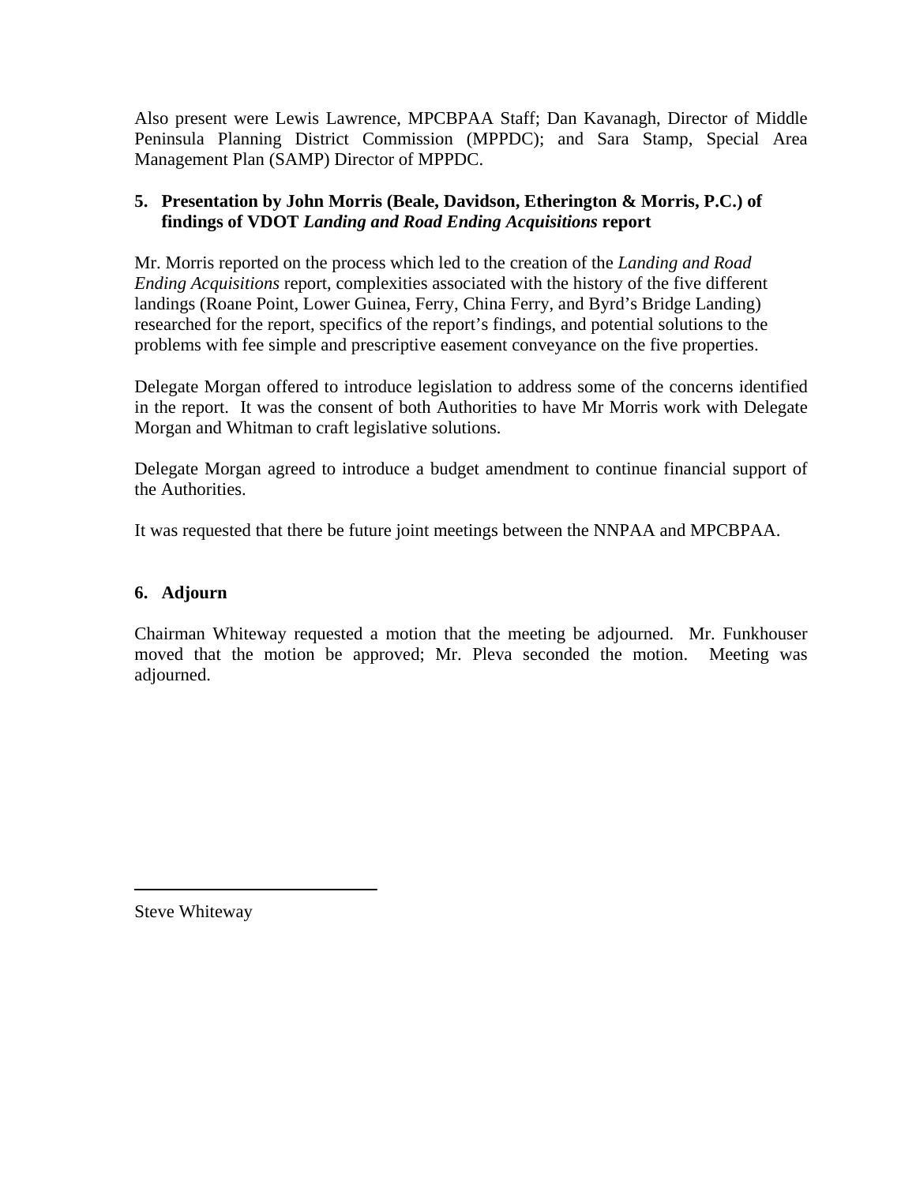Also present were Lewis Lawrence, MPCBPAA Staff; Dan Kavanagh, Director of Middle Peninsula Planning District Commission (MPPDC); and Sara Stamp, Special Area Management Plan (SAMP) Director of MPPDC.

**5. Presentation by John Morris (Beale, Davidson, Etherington & Morris, P.C.) of findings of VDOT *Landing and Road Ending Acquisitions* report**

Mr. Morris reported on the process which led to the creation of the *Landing and Road Ending Acquisitions* report, complexities associated with the history of the five different landings (Roane Point, Lower Guinea, Ferry, China Ferry, and Byrd's Bridge Landing) researched for the report, specifics of the report's findings, and potential solutions to the problems with fee simple and prescriptive easement conveyance on the five properties.

Delegate Morgan offered to introduce legislation to address some of the concerns identified in the report. It was the consent of both Authorities to have Mr Morris work with Delegate Morgan and Whitman to craft legislative solutions.

Delegate Morgan agreed to introduce a budget amendment to continue financial support of the Authorities.

It was requested that there be future joint meetings between the NNPAA and MPCBPAA.

**6. Adjourn**

Chairman Whiteway requested a motion that the meeting be adjourned. Mr. Funkhouser moved that the motion be approved; Mr. Pleva seconded the motion. Meeting was adjourned.

\_\_\_\_\_\_\_\_\_\_\_\_\_\_\_\_\_\_\_\_\_\_\_\_\_\_\_\_\_\_

Steve Whiteway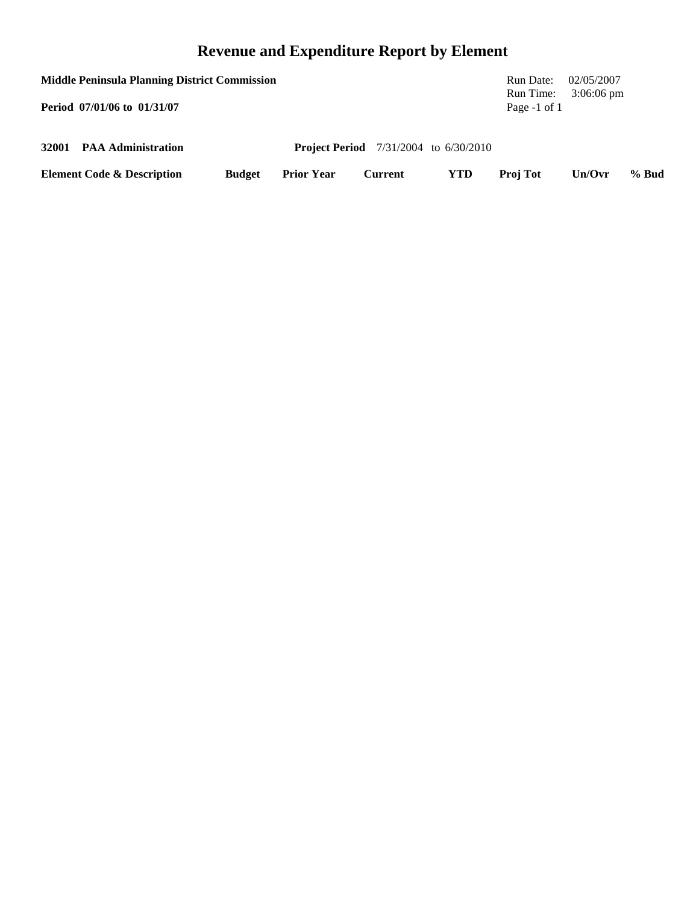# Revenue and Expenditure Report by Element

**Middle Peninsula Planning District Commission**

Run Date: 02/05/2007
Run Time: 3:06:06 pm

**Period 07/01/06 to 01/31/07**

Page -1 of 1

**32001 PAA Administration** **Project Period** 7/31/2004 to 6/30/2010

| Element Code & Description | Budget | Prior Year | Current | YTD | Proj Tot | Un/Ovr | % Bud |
|---|---|---|---|---|---|---|---|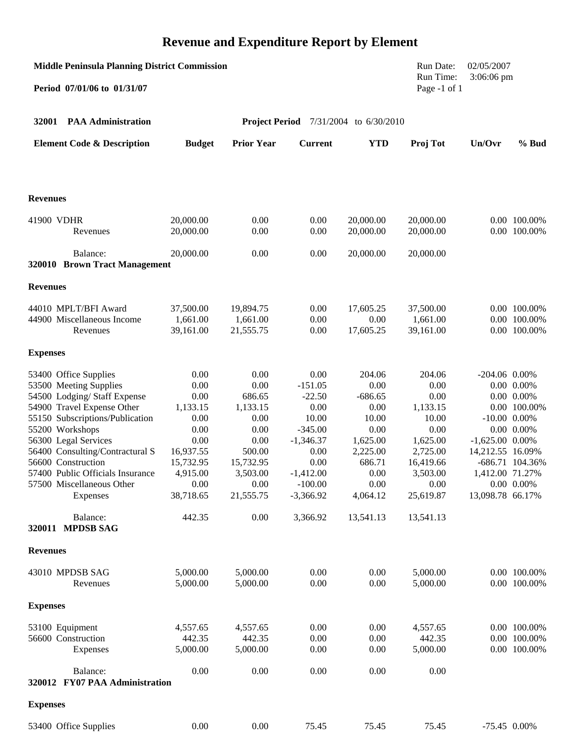# Revenue and Expenditure Report by Element

**Middle Peninsula Planning District Commission**

**Period 07/01/06 to 01/31/07**

Run Date: 02/05/2007
Run Time: 3:06:06 pm

**32001 PAA Administration** **Project Period** 7/31/2004 to 6/30/2010

| Element Code & Description | Budget | Prior Year | Current | YTD | Proj Tot | Un/Ovr | % Bud |
|---|---|---|---|---|---|---|---|
| **Revenues** | | | | | | | |
| 41900 VDHR | 20,000.00 | 0.00 | 0.00 | 20,000.00 | 20,000.00 | 0.00 | 100.00% |
| Revenues | 20,000.00 | 0.00 | 0.00 | 20,000.00 | 20,000.00 | 0.00 | 100.00% |
| Balance: | 20,000.00 | 0.00 | 0.00 | 20,000.00 | 20,000.00 | | |
| **320010 Brown Tract Management** | | | | | | | |
| **Revenues** | | | | | | | |
| 44010 MPLT/BFI Award | 37,500.00 | 19,894.75 | 0.00 | 17,605.25 | 37,500.00 | 0.00 | 100.00% |
| 44900 Miscellaneous Income | 1,661.00 | 1,661.00 | 0.00 | 0.00 | 1,661.00 | 0.00 | 100.00% |
| Revenues | 39,161.00 | 21,555.75 | 0.00 | 17,605.25 | 39,161.00 | 0.00 | 100.00% |
| **Expenses** | | | | | | | |
| 53400 Office Supplies | 0.00 | 0.00 | 0.00 | 204.06 | 204.06 | -204.06 | 0.00% |
| 53500 Meeting Supplies | 0.00 | 0.00 | -151.05 | 0.00 | 0.00 | 0.00 | 0.00% |
| 54500 Lodging/ Staff Expense | 0.00 | 686.65 | -22.50 | -686.65 | 0.00 | 0.00 | 0.00% |
| 54900 Travel Expense Other | 1,133.15 | 1,133.15 | 0.00 | 0.00 | 1,133.15 | 0.00 | 100.00% |
| 55150 Subscriptions/Publication | 0.00 | 0.00 | 10.00 | 10.00 | 10.00 | -10.00 | 0.00% |
| 55200 Workshops | 0.00 | 0.00 | -345.00 | 0.00 | 0.00 | 0.00 | 0.00% |
| 56300 Legal Services | 0.00 | 0.00 | -1,346.37 | 1,625.00 | 1,625.00 | -1,625.00 | 0.00% |
| 56400 Consulting/Contractural S | 16,937.55 | 500.00 | 0.00 | 2,225.00 | 2,725.00 | 14,212.55 | 16.09% |
| 56600 Construction | 15,732.95 | 15,732.95 | 0.00 | 686.71 | 16,419.66 | -686.71 | 104.36% |
| 57400 Public Officials Insurance | 4,915.00 | 3,503.00 | -1,412.00 | 0.00 | 3,503.00 | 1,412.00 | 71.27% |
| 57500 Miscellaneous Other | 0.00 | 0.00 | -100.00 | 0.00 | 0.00 | 0.00 | 0.00% |
| Expenses | 38,718.65 | 21,555.75 | -3,366.92 | 4,064.12 | 25,619.87 | 13,098.78 | 66.17% |
| Balance: | 442.35 | 0.00 | 3,366.92 | 13,541.13 | 13,541.13 | | |
| **320011 MPDSB SAG** | | | | | | | |
| **Revenues** | | | | | | | |
| 43010 MPDSB SAG | 5,000.00 | 5,000.00 | 0.00 | 0.00 | 5,000.00 | 0.00 | 100.00% |
| Revenues | 5,000.00 | 5,000.00 | 0.00 | 0.00 | 5,000.00 | 0.00 | 100.00% |
| **Expenses** | | | | | | | |
| 53100 Equipment | 4,557.65 | 4,557.65 | 0.00 | 0.00 | 4,557.65 | 0.00 | 100.00% |
| 56600 Construction | 442.35 | 442.35 | 0.00 | 0.00 | 442.35 | 0.00 | 100.00% |
| Expenses | 5,000.00 | 5,000.00 | 0.00 | 0.00 | 5,000.00 | 0.00 | 100.00% |
| Balance: | 0.00 | 0.00 | 0.00 | 0.00 | 0.00 | | |
| **320012 FY07 PAA Administration** | | | | | | | |
| **Expenses** | | | | | | | |
| 53400 Office Supplies | 0.00 | 0.00 | 75.45 | 75.45 | 75.45 | -75.45 | 0.00% |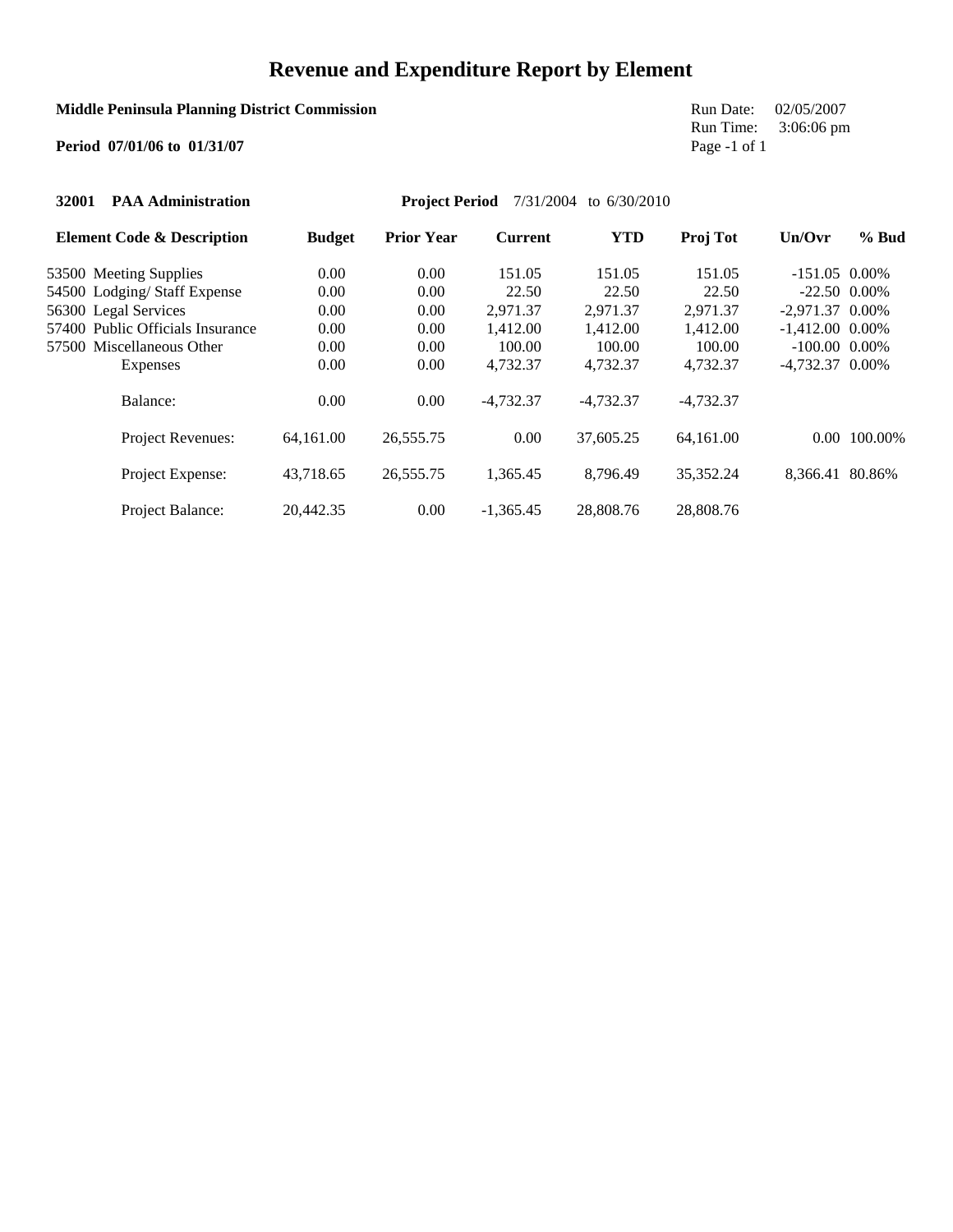# Revenue and Expenditure Report by Element

**Middle Peninsula Planning District Commission**

**Period 07/01/06 to 01/31/07**

Run Date: 02/05/2007
Run Time: 3:06:06 pm

**32001 PAA Administration** **Project Period** 7/31/2004 to 6/30/2010

| Element Code & Description | Budget | Prior Year | Current | YTD | Proj Tot | Un/Ovr | % Bud |
|---|---|---|---|---|---|---|---|
| 53500 Meeting Supplies | 0.00 | 0.00 | 151.05 | 151.05 | 151.05 | -151.05 | 0.00% |
| 54500 Lodging/ Staff Expense | 0.00 | 0.00 | 22.50 | 22.50 | 22.50 | -22.50 | 0.00% |
| 56300 Legal Services | 0.00 | 0.00 | 2,971.37 | 2,971.37 | 2,971.37 | -2,971.37 | 0.00% |
| 57400 Public Officials Insurance | 0.00 | 0.00 | 1,412.00 | 1,412.00 | 1,412.00 | -1,412.00 | 0.00% |
| 57500 Miscellaneous Other | 0.00 | 0.00 | 100.00 | 100.00 | 100.00 | -100.00 | 0.00% |
| Expenses | 0.00 | 0.00 | 4,732.37 | 4,732.37 | 4,732.37 | -4,732.37 | 0.00% |
| Balance: | 0.00 | 0.00 | -4,732.37 | -4,732.37 | -4,732.37 | | |
| Project Revenues: | 64,161.00 | 26,555.75 | 0.00 | 37,605.25 | 64,161.00 | 0.00 | 100.00% |
| Project Expense: | 43,718.65 | 26,555.75 | 1,365.45 | 8,796.49 | 35,352.24 | 8,366.41 | 80.86% |
| Project Balance: | 20,442.35 | 0.00 | -1,365.45 | 28,808.76 | 28,808.76 | | |